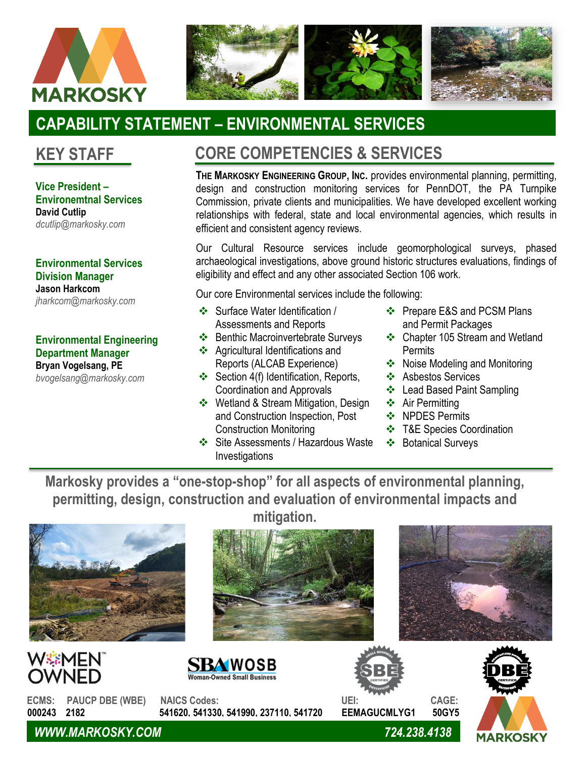MARKOSKY

# CAPABILITY STATEMENT – ENVIRONMENTAL SERVICES

## KEY STAFF

**Vice President – Environemtnal Services**
**David Cutlip**
*dcutlip@markosky.com*

**Environmental Services Division Manager**
**Jason Harkcom**
*jharkcom@markosky.com*

**Environmental Engineering Department Manager**
**Bryan Vogelsang, PE**
*bvogelsang@markosky.com*

## CORE COMPETENCIES & SERVICES

**The Markosky Engineering Group, Inc.** provides environmental planning, permitting, design and construction monitoring services for PennDOT, the PA Turnpike Commission, private clients and municipalities. We have developed excellent working relationships with federal, state and local environmental agencies, which results in efficient and consistent agency reviews.

Our Cultural Resource services include geomorphological surveys, phased archaeological investigations, above ground historic structures evaluations, findings of eligibility and effect and any other associated Section 106 work.

Our core Environmental services include the following:

- Surface Water Identification / Assessments and Reports
- Benthic Macroinvertebrate Surveys
- Agricultural Identifications and Reports (ALCAB Experience)
- Section 4(f) Identification, Reports, Coordination and Approvals
- Wetland & Stream Mitigation, Design and Construction Inspection, Post Construction Monitoring
- Site Assessments / Hazardous Waste Investigations
- Prepare E&S and PCSM Plans and Permit Packages
- Chapter 105 Stream and Wetland Permits
- Noise Modeling and Monitoring
- Asbestos Services
- Lead Based Paint Sampling
- Air Permitting
- NPDES Permits
- T&E Species Coordination
- Botanical Surveys

**Markosky provides a "one-stop-shop" for all aspects of environmental planning, permitting, design, construction and evaluation of environmental impacts and mitigation.**

WOMEN OWNED | SBA WOSB Woman-Owned Small Business | SBE | DBE

| ECMS: | PAUCP DBE (WBE) | NAICS Codes: | UEI: | CAGE: |
|---|---|---|---|---|
| 000243 | 2182 | 541620, 541330, 541990, 237110, 541720 | EEMAGUCMLYG1 | 50GY5 |

***WWW.MARKOSKY.COM*** ***724.238.4138***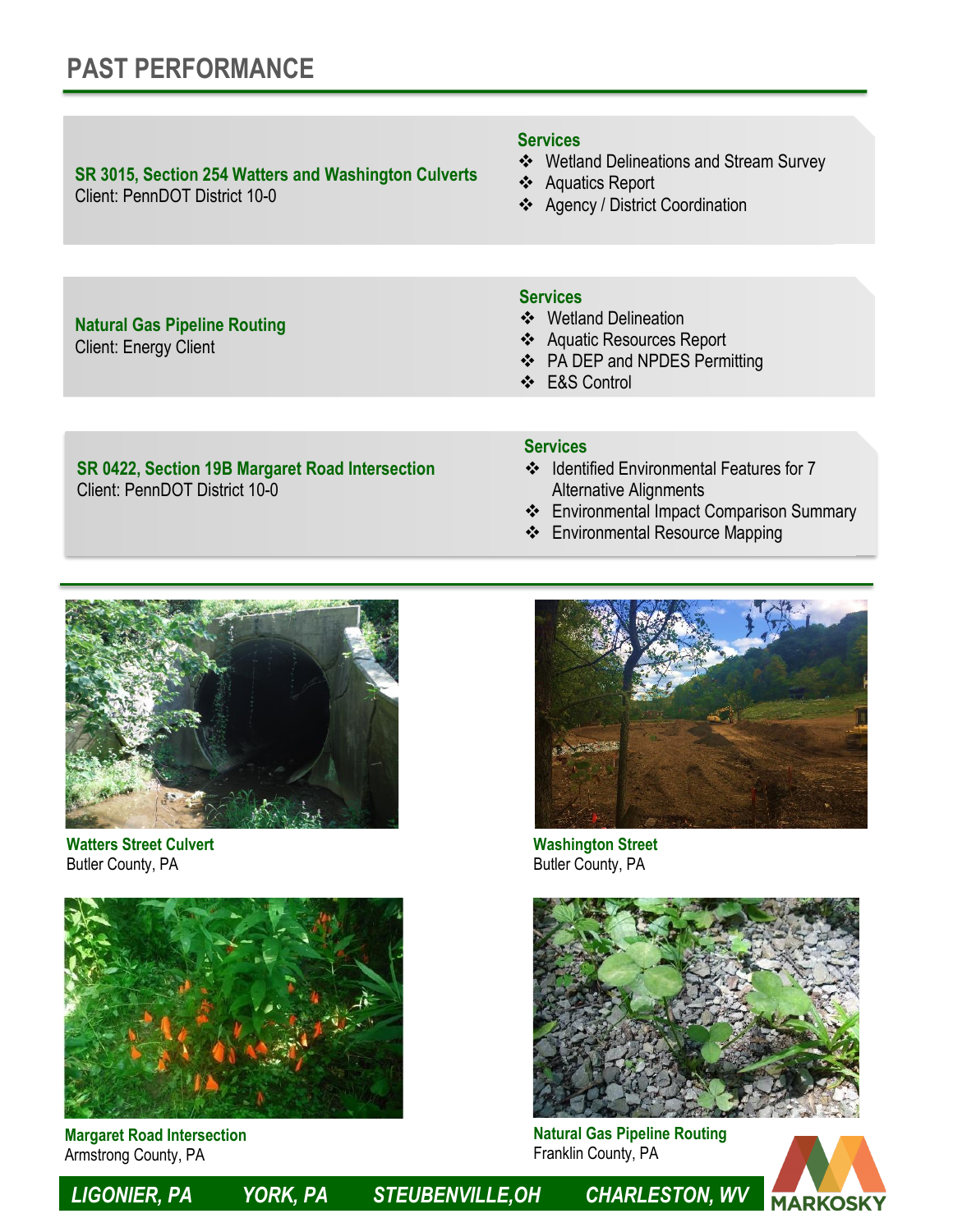## PAST PERFORMANCE

**SR 3015, Section 254 Watters and Washington Culverts**
Client: PennDOT District 10-0

**Services**
- Wetland Delineations and Stream Survey
- Aquatics Report
- Agency / District Coordination

**Natural Gas Pipeline Routing**
Client: Energy Client

**Services**
- Wetland Delineation
- Aquatic Resources Report
- PA DEP and NPDES Permitting
- E&S Control

**SR 0422, Section 19B Margaret Road Intersection**
Client: PennDOT District 10-0

**Services**
- Identified Environmental Features for 7 Alternative Alignments
- Environmental Impact Comparison Summary
- Environmental Resource Mapping

**Watters Street Culvert**
Butler County, PA

**Washington Street**
Butler County, PA

**Margaret Road Intersection**
Armstrong County, PA

**Natural Gas Pipeline Routing**
Franklin County, PA

*LIGONIER, PA YORK, PA STEUBENVILLE,OH CHARLESTON, WV*

MARKOSKY